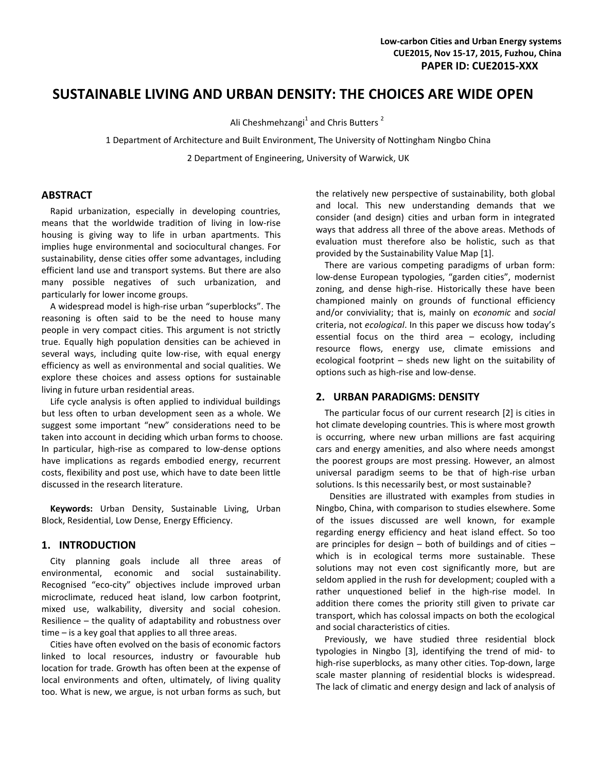Low-carbon Cities and Urban Energy systems
CUE2015, Nov 15-17, 2015, Fuzhou, China
**PAPER ID: CUE2015-XXX**

# SUSTAINABLE LIVING AND URBAN DENSITY: THE CHOICES ARE WIDE OPEN

Ali Cheshmehzangi[1] and Chris Butters [2]

1 Department of Architecture and Built Environment, The University of Nottingham Ningbo China

2 Department of Engineering, University of Warwick, UK

## ABSTRACT

Rapid urbanization, especially in developing countries, means that the worldwide tradition of living in low-rise housing is giving way to life in urban apartments. This implies huge environmental and sociocultural changes. For sustainability, dense cities offer some advantages, including efficient land use and transport systems. But there are also many possible negatives of such urbanization, and particularly for lower income groups.

A widespread model is high-rise urban "superblocks". The reasoning is often said to be the need to house many people in very compact cities. This argument is not strictly true. Equally high population densities can be achieved in several ways, including quite low-rise, with equal energy efficiency as well as environmental and social qualities. We explore these choices and assess options for sustainable living in future urban residential areas.

Life cycle analysis is often applied to individual buildings but less often to urban development seen as a whole. We suggest some important "new" considerations need to be taken into account in deciding which urban forms to choose. In particular, high-rise as compared to low-dense options have implications as regards embodied energy, recurrent costs, flexibility and post use, which have to date been little discussed in the research literature.

**Keywords:** Urban Density, Sustainable Living, Urban Block, Residential, Low Dense, Energy Efficiency.

## 1. INTRODUCTION

City planning goals include all three areas of environmental, economic and social sustainability. Recognised "eco-city" objectives include improved urban microclimate, reduced heat island, low carbon footprint, mixed use, walkability, diversity and social cohesion. Resilience – the quality of adaptability and robustness over time – is a key goal that applies to all three areas.

Cities have often evolved on the basis of economic factors linked to local resources, industry or favourable hub location for trade. Growth has often been at the expense of local environments and often, ultimately, of living quality too. What is new, we argue, is not urban forms as such, but the relatively new perspective of sustainability, both global and local. This new understanding demands that we consider (and design) cities and urban form in integrated ways that address all three of the above areas. Methods of evaluation must therefore also be holistic, such as that provided by the Sustainability Value Map [1].

There are various competing paradigms of urban form: low-dense European typologies, "garden cities", modernist zoning, and dense high-rise. Historically these have been championed mainly on grounds of functional efficiency and/or conviviality; that is, mainly on *economic* and *social* criteria, not *ecological*. In this paper we discuss how today's essential focus on the third area – ecology, including resource flows, energy use, climate emissions and ecological footprint – sheds new light on the suitability of options such as high-rise and low-dense.

## 2. URBAN PARADIGMS: DENSITY

The particular focus of our current research [2] is cities in hot climate developing countries. This is where most growth is occurring, where new urban millions are fast acquiring cars and energy amenities, and also where needs amongst the poorest groups are most pressing. However, an almost universal paradigm seems to be that of high-rise urban solutions. Is this necessarily best, or most sustainable?

Densities are illustrated with examples from studies in Ningbo, China, with comparison to studies elsewhere. Some of the issues discussed are well known, for example regarding energy efficiency and heat island effect. So too are principles for design – both of buildings and of cities – which is in ecological terms more sustainable. These solutions may not even cost significantly more, but are seldom applied in the rush for development; coupled with a rather unquestioned belief in the high-rise model. In addition there comes the priority still given to private car transport, which has colossal impacts on both the ecological and social characteristics of cities.

Previously, we have studied three residential block typologies in Ningbo [3], identifying the trend of mid- to high-rise superblocks, as many other cities. Top-down, large scale master planning of residential blocks is widespread. The lack of climatic and energy design and lack of analysis of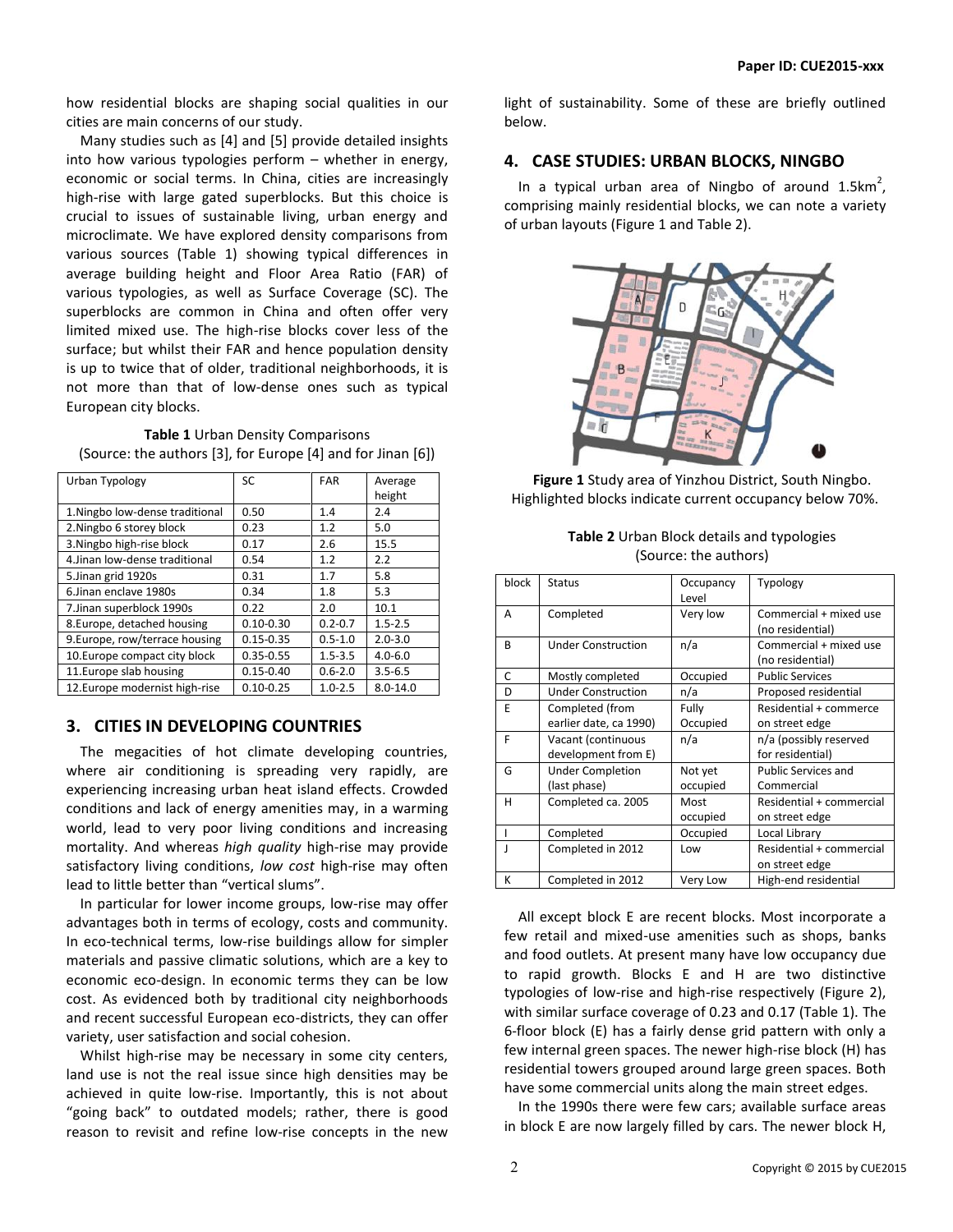how residential blocks are shaping social qualities in our cities are main concerns of our study.

Many studies such as [4] and [5] provide detailed insights into how various typologies perform – whether in energy, economic or social terms. In China, cities are increasingly high-rise with large gated superblocks. But this choice is crucial to issues of sustainable living, urban energy and microclimate. We have explored density comparisons from various sources (Table 1) showing typical differences in average building height and Floor Area Ratio (FAR) of various typologies, as well as Surface Coverage (SC). The superblocks are common in China and often offer very limited mixed use. The high-rise blocks cover less of the surface; but whilst their FAR and hence population density is up to twice that of older, traditional neighborhoods, it is not more than that of low-dense ones such as typical European city blocks.

**Table 1** Urban Density Comparisons
(Source: the authors [3], for Europe [4] and for Jinan [6])

| Urban Typology | SC | FAR | Average height |
|---|---|---|---|
| 1.Ningbo low-dense traditional | 0.50 | 1.4 | 2.4 |
| 2.Ningbo 6 storey block | 0.23 | 1.2 | 5.0 |
| 3.Ningbo high-rise block | 0.17 | 2.6 | 15.5 |
| 4.Jinan low-dense traditional | 0.54 | 1.2 | 2.2 |
| 5.Jinan grid 1920s | 0.31 | 1.7 | 5.8 |
| 6.Jinan enclave 1980s | 0.34 | 1.8 | 5.3 |
| 7.Jinan superblock 1990s | 0.22 | 2.0 | 10.1 |
| 8.Europe, detached housing | 0.10-0.30 | 0.2-0.7 | 1.5-2.5 |
| 9.Europe, row/terrace housing | 0.15-0.35 | 0.5-1.0 | 2.0-3.0 |
| 10.Europe compact city block | 0.35-0.55 | 1.5-3.5 | 4.0-6.0 |
| 11.Europe slab housing | 0.15-0.40 | 0.6-2.0 | 3.5-6.5 |
| 12.Europe modernist high-rise | 0.10-0.25 | 1.0-2.5 | 8.0-14.0 |

## 3. CITIES IN DEVELOPING COUNTRIES

The megacities of hot climate developing countries, where air conditioning is spreading very rapidly, are experiencing increasing urban heat island effects. Crowded conditions and lack of energy amenities may, in a warming world, lead to very poor living conditions and increasing mortality. And whereas *high quality* high-rise may provide satisfactory living conditions, *low cost* high-rise may often lead to little better than "vertical slums".

In particular for lower income groups, low-rise may offer advantages both in terms of ecology, costs and community. In eco-technical terms, low-rise buildings allow for simpler materials and passive climatic solutions, which are a key to economic eco-design. In economic terms they can be low cost. As evidenced both by traditional city neighborhoods and recent successful European eco-districts, they can offer variety, user satisfaction and social cohesion.

Whilst high-rise may be necessary in some city centers, land use is not the real issue since high densities may be achieved in quite low-rise. Importantly, this is not about "going back" to outdated models; rather, there is good reason to revisit and refine low-rise concepts in the new light of sustainability. Some of these are briefly outlined below.

## 4. CASE STUDIES: URBAN BLOCKS, NINGBO

In a typical urban area of Ningbo of around 1.5km$^2$, comprising mainly residential blocks, we can note a variety of urban layouts (Figure 1 and Table 2).

**Figure 1** Study area of Yinzhou District, South Ningbo. Highlighted blocks indicate current occupancy below 70%.

**Table 2** Urban Block details and typologies
(Source: the authors)

| block | Status | Occupancy Level | Typology |
|---|---|---|---|
| A | Completed | Very low | Commercial + mixed use (no residential) |
| B | Under Construction | n/a | Commercial + mixed use (no residential) |
| C | Mostly completed | Occupied | Public Services |
| D | Under Construction | n/a | Proposed residential |
| E | Completed (from earlier date, ca 1990) | Fully Occupied | Residential + commerce on street edge |
| F | Vacant (continuous development from E) | n/a | n/a (possibly reserved for residential) |
| G | Under Completion (last phase) | Not yet occupied | Public Services and Commercial |
| H | Completed ca. 2005 | Most occupied | Residential + commercial on street edge |
| I | Completed | Occupied | Local Library |
| J | Completed in 2012 | Low | Residential + commercial on street edge |
| K | Completed in 2012 | Very Low | High-end residential |

All except block E are recent blocks. Most incorporate a few retail and mixed-use amenities such as shops, banks and food outlets. At present many have low occupancy due to rapid growth. Blocks E and H are two distinctive typologies of low-rise and high-rise respectively (Figure 2), with similar surface coverage of 0.23 and 0.17 (Table 1). The 6-floor block (E) has a fairly dense grid pattern with only a few internal green spaces. The newer high-rise block (H) has residential towers grouped around large green spaces. Both have some commercial units along the main street edges.

In the 1990s there were few cars; available surface areas in block E are now largely filled by cars. The newer block H,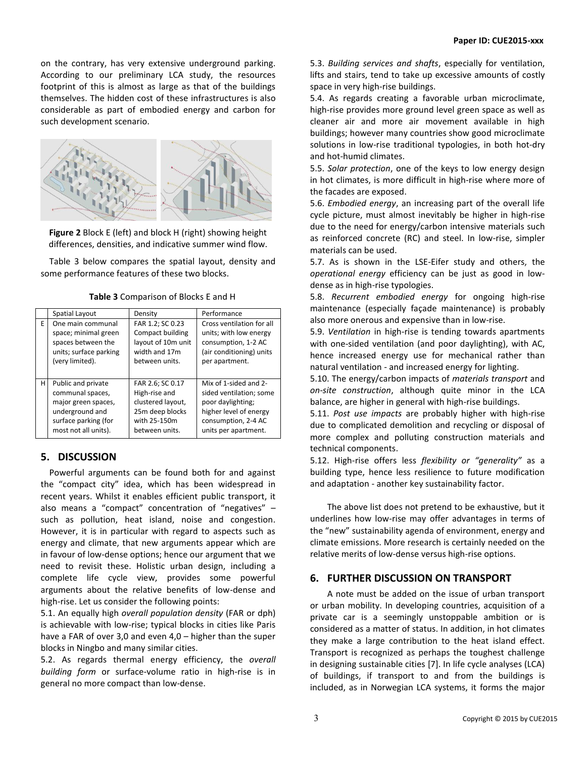on the contrary, has very extensive underground parking. According to our preliminary LCA study, the resources footprint of this is almost as large as that of the buildings themselves. The hidden cost of these infrastructures is also considerable as part of embodied energy and carbon for such development scenario.

**Figure 2** Block E (left) and block H (right) showing height differences, densities, and indicative summer wind flow.

Table 3 below compares the spatial layout, density and some performance features of these two blocks.

**Table 3** Comparison of Blocks E and H

| | Spatial Layout | Density | Performance |
|---|---|---|---|
| E | One main communal space; minimal green spaces between the units; surface parking (very limited). | FAR 1.2; SC 0.23 Compact building layout of 10m unit width and 17m between units. | Cross ventilation for all units; with low energy consumption, 1-2 AC (air conditioning) units per apartment. |
| H | Public and private communal spaces, major green spaces, underground and surface parking (for most not all units). | FAR 2.6; SC 0.17 High-rise and clustered layout, 25m deep blocks with 25-150m between units. | Mix of 1-sided and 2-sided ventilation; some poor daylighting; higher level of energy consumption, 2-4 AC units per apartment. |

## 5. DISCUSSION

Powerful arguments can be found both for and against the "compact city" idea, which has been widespread in recent years. Whilst it enables efficient public transport, it also means a "compact" concentration of "negatives" – such as pollution, heat island, noise and congestion. However, it is in particular with regard to aspects such as energy and climate, that new arguments appear which are in favour of low-dense options; hence our argument that we need to revisit these. Holistic urban design, including a complete life cycle view, provides some powerful arguments about the relative benefits of low-dense and high-rise. Let us consider the following points:

5.1. An equally high *overall population density* (FAR or dph) is achievable with low-rise; typical blocks in cities like Paris have a FAR of over 3,0 and even 4,0 – higher than the super blocks in Ningbo and many similar cities.

5.2. As regards thermal energy efficiency, the *overall building form* or surface-volume ratio in high-rise is in general no more compact than low-dense.

5.3. *Building services and shafts*, especially for ventilation, lifts and stairs, tend to take up excessive amounts of costly space in very high-rise buildings.

5.4. As regards creating a favorable urban microclimate, high-rise provides more ground level green space as well as cleaner air and more air movement available in high buildings; however many countries show good microclimate solutions in low-rise traditional typologies, in both hot-dry and hot-humid climates.

5.5. *Solar protection*, one of the keys to low energy design in hot climates, is more difficult in high-rise where more of the facades are exposed.

5.6. *Embodied energy*, an increasing part of the overall life cycle picture, must almost inevitably be higher in high-rise due to the need for energy/carbon intensive materials such as reinforced concrete (RC) and steel. In low-rise, simpler materials can be used.

5.7. As is shown in the LSE-Eifer study and others, the *operational energy* efficiency can be just as good in low-dense as in high-rise typologies.

5.8. *Recurrent embodied energy* for ongoing high-rise maintenance (especially façade maintenance) is probably also more onerous and expensive than in low-rise.

5.9. *Ventilation* in high-rise is tending towards apartments with one-sided ventilation (and poor daylighting), with AC, hence increased energy use for mechanical rather than natural ventilation - and increased energy for lighting.

5.10. The energy/carbon impacts of *materials transport* and *on-site construction*, although quite minor in the LCA balance, are higher in general with high-rise buildings.

5.11. *Post use impacts* are probably higher with high-rise due to complicated demolition and recycling or disposal of more complex and polluting construction materials and technical components.

5.12. High-rise offers less *flexibility or "generality"* as a building type, hence less resilience to future modification and adaptation - another key sustainability factor.

The above list does not pretend to be exhaustive, but it underlines how low-rise may offer advantages in terms of the "new" sustainability agenda of environment, energy and climate emissions. More research is certainly needed on the relative merits of low-dense versus high-rise options.

## 6. FURTHER DISCUSSION ON TRANSPORT

A note must be added on the issue of urban transport or urban mobility. In developing countries, acquisition of a private car is a seemingly unstoppable ambition or is considered as a matter of status. In addition, in hot climates they make a large contribution to the heat island effect. Transport is recognized as perhaps the toughest challenge in designing sustainable cities [7]. In life cycle analyses (LCA) of buildings, if transport to and from the buildings is included, as in Norwegian LCA systems, it forms the major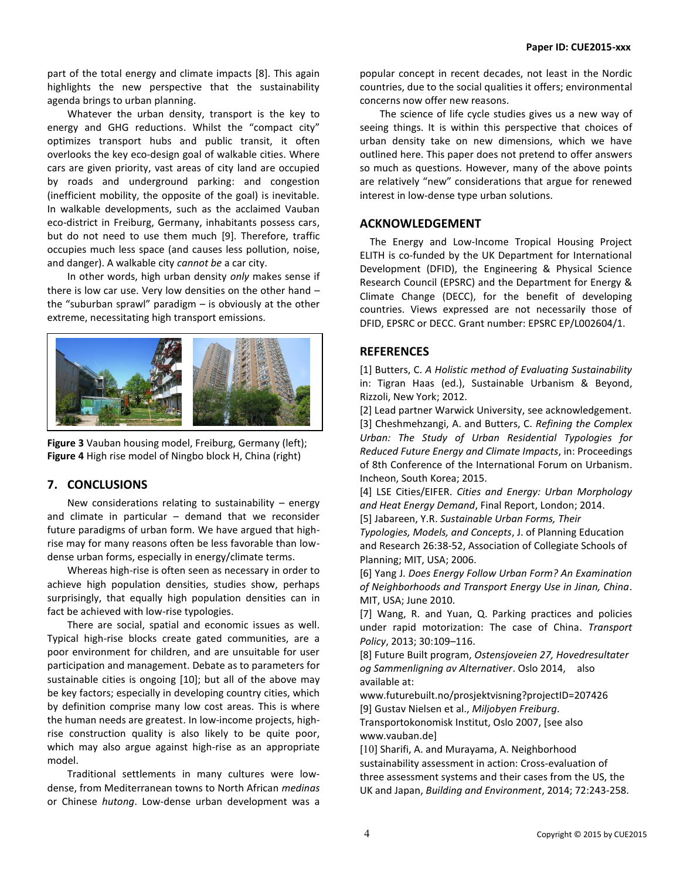part of the total energy and climate impacts [8]. This again highlights the new perspective that the sustainability agenda brings to urban planning.

Whatever the urban density, transport is the key to energy and GHG reductions. Whilst the "compact city" optimizes transport hubs and public transit, it often overlooks the key eco-design goal of walkable cities. Where cars are given priority, vast areas of city land are occupied by roads and underground parking: and congestion (inefficient mobility, the opposite of the goal) is inevitable. In walkable developments, such as the acclaimed Vauban eco-district in Freiburg, Germany, inhabitants possess cars, but do not need to use them much [9]. Therefore, traffic occupies much less space (and causes less pollution, noise, and danger). A walkable city *cannot be* a car city.

In other words, high urban density *only* makes sense if there is low car use. Very low densities on the other hand – the "suburban sprawl" paradigm – is obviously at the other extreme, necessitating high transport emissions.

**Figure 3** Vauban housing model, Freiburg, Germany (left); **Figure 4** High rise model of Ningbo block H, China (right)

## 7. CONCLUSIONS

New considerations relating to sustainability – energy and climate in particular – demand that we reconsider future paradigms of urban form. We have argued that high-rise may for many reasons often be less favorable than low-dense urban forms, especially in energy/climate terms.

Whereas high-rise is often seen as necessary in order to achieve high population densities, studies show, perhaps surprisingly, that equally high population densities can in fact be achieved with low-rise typologies.

There are social, spatial and economic issues as well. Typical high-rise blocks create gated communities, are a poor environment for children, and are unsuitable for user participation and management. Debate as to parameters for sustainable cities is ongoing [10]; but all of the above may be key factors; especially in developing country cities, which by definition comprise many low cost areas. This is where the human needs are greatest. In low-income projects, high-rise construction quality is also likely to be quite poor, which may also argue against high-rise as an appropriate model.

Traditional settlements in many cultures were low-dense, from Mediterranean towns to North African *medinas* or Chinese *hutong*. Low-dense urban development was a popular concept in recent decades, not least in the Nordic countries, due to the social qualities it offers; environmental concerns now offer new reasons.

The science of life cycle studies gives us a new way of seeing things. It is within this perspective that choices of urban density take on new dimensions, which we have outlined here. This paper does not pretend to offer answers so much as questions. However, many of the above points are relatively "new" considerations that argue for renewed interest in low-dense type urban solutions.

## ACKNOWLEDGEMENT

The Energy and Low-Income Tropical Housing Project ELITH is co-funded by the UK Department for International Development (DFID), the Engineering & Physical Science Research Council (EPSRC) and the Department for Energy & Climate Change (DECC), for the benefit of developing countries. Views expressed are not necessarily those of DFID, EPSRC or DECC. Grant number: EPSRC EP/L002604/1.

## REFERENCES

[1] Butters, C. *A Holistic method of Evaluating Sustainability* in: Tigran Haas (ed.), Sustainable Urbanism & Beyond, Rizzoli, New York; 2012.

[2] Lead partner Warwick University, see acknowledgement.

[3] Cheshmehzangi, A. and Butters, C. *Refining the Complex Urban: The Study of Urban Residential Typologies for Reduced Future Energy and Climate Impacts*, in: Proceedings of 8th Conference of the International Forum on Urbanism. Incheon, South Korea; 2015.

[4] LSE Cities/EIFER. *Cities and Energy: Urban Morphology and Heat Energy Demand*, Final Report, London; 2014.

[5] Jabareen, Y.R. *Sustainable Urban Forms, Their Typologies, Models, and Concepts*, J. of Planning Education and Research 26:38-52, Association of Collegiate Schools of Planning; MIT, USA; 2006.

[6] Yang J. *Does Energy Follow Urban Form? An Examination of Neighborhoods and Transport Energy Use in Jinan, China*. MIT, USA; June 2010.

[7] Wang, R. and Yuan, Q. Parking practices and policies under rapid motorization: The case of China. *Transport Policy*, 2013; 30:109–116.

[8] Future Built program, *Ostensjoveien 27, Hovedresultater og Sammenligning av Alternativer*. Oslo 2014, also available at: www.futurebuilt.no/prosjektvisning?projectID=207426

[9] Gustav Nielsen et al., *Miljobyen Freiburg*. Transportokonomisk Institut, Oslo 2007, [see also www.vauban.de]

[10] Sharifi, A. and Murayama, A. Neighborhood sustainability assessment in action: Cross-evaluation of three assessment systems and their cases from the US, the UK and Japan, *Building and Environment*, 2014; 72:243-258.